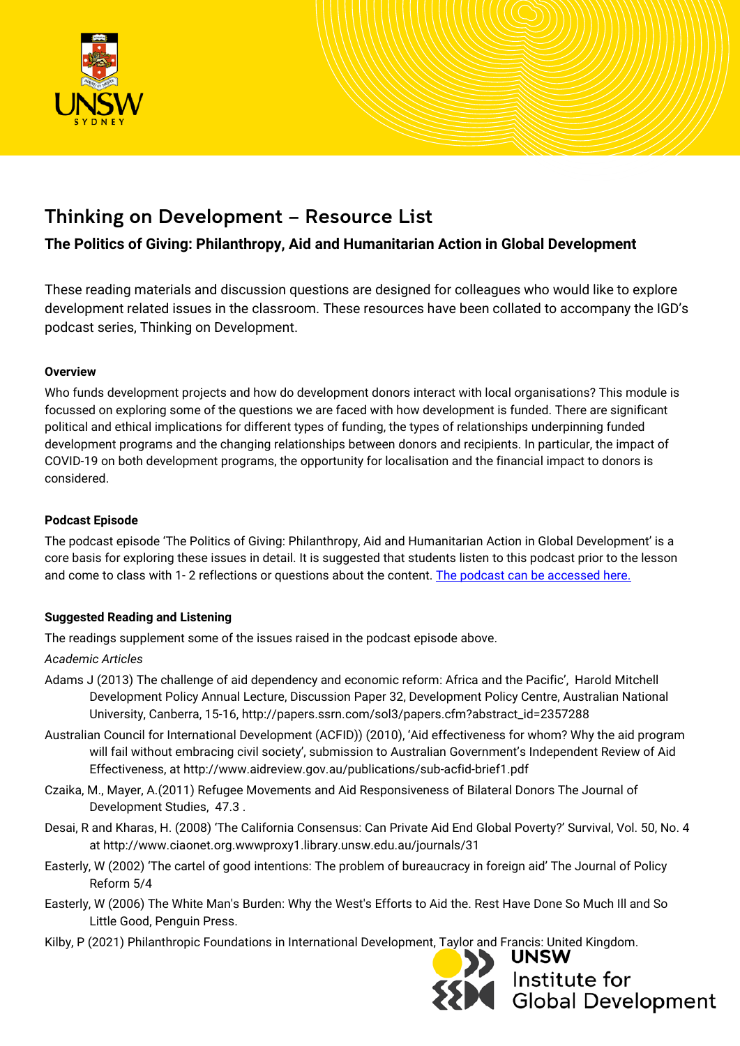# Thinking on Development – Resource List

## The Politics of Giving: Philanthropy, Aid and Humanitarian Action in Global Development

These reading materials and discussion questions are designed for colleagues who would like to explore development related issues in the classroom. These resources have been collated to accompany the IGD's podcast series, Thinking on Development.

**Overview**

Who funds development projects and how do development donors interact with local organisations? This module is focussed on exploring some of the questions we are faced with how development is funded. There are significant political and ethical implications for different types of funding, the types of relationships underpinning funded development programs and the changing relationships between donors and recipients. In particular, the impact of COVID-19 on both development programs, the opportunity for localisation and the financial impact to donors is considered.

**Podcast Episode**

The podcast episode 'The Politics of Giving: Philanthropy, Aid and Humanitarian Action in Global Development' is a core basis for exploring these issues in detail. It is suggested that students listen to this podcast prior to the lesson and come to class with 1- 2 reflections or questions about the content. The podcast can be accessed here.

**Suggested Reading and Listening**

The readings supplement some of the issues raised in the podcast episode above.

*Academic Articles*

Adams J (2013) The challenge of aid dependency and economic reform: Africa and the Pacific', Harold Mitchell Development Policy Annual Lecture, Discussion Paper 32, Development Policy Centre, Australian National University, Canberra, 15-16, http://papers.ssrn.com/sol3/papers.cfm?abstract_id=2357288

Australian Council for International Development (ACFID)) (2010), 'Aid effectiveness for whom? Why the aid program will fail without embracing civil society', submission to Australian Government's Independent Review of Aid Effectiveness, at http://www.aidreview.gov.au/publications/sub-acfid-brief1.pdf

Czaika, M., Mayer, A.(2011) Refugee Movements and Aid Responsiveness of Bilateral Donors The Journal of Development Studies, 47.3 .

Desai, R and Kharas, H. (2008) 'The California Consensus: Can Private Aid End Global Poverty?' Survival, Vol. 50, No. 4 at http://www.ciaonet.org.wwwproxy1.library.unsw.edu.au/journals/31

Easterly, W (2002) 'The cartel of good intentions: The problem of bureaucracy in foreign aid' The Journal of Policy Reform 5/4

Easterly, W (2006) The White Man's Burden: Why the West's Efforts to Aid the. Rest Have Done So Much Ill and So Little Good, Penguin Press.

Kilby, P (2021) Philanthropic Foundations in International Development, Taylor and Francis: United Kingdom.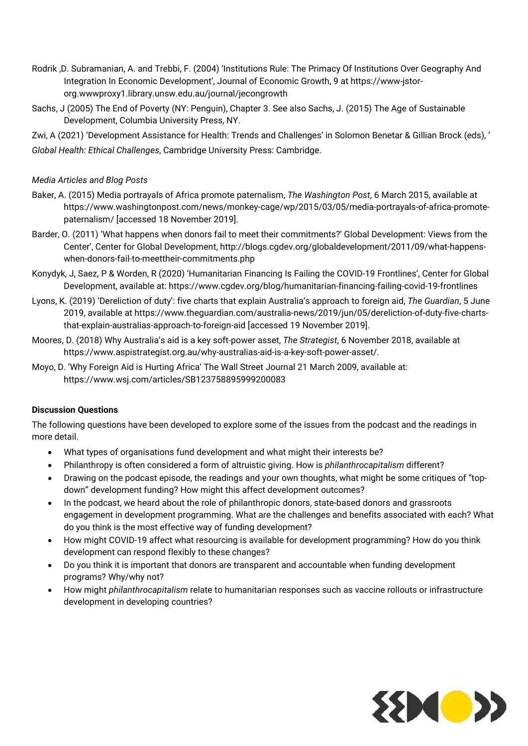Rodrik ,D. Subramanian, A. and Trebbi, F. (2004) 'Institutions Rule: The Primacy Of Institutions Over Geography And Integration In Economic Development', Journal of Economic Growth, 9 at https://www-jstor-org.wwwproxy1.library.unsw.edu.au/journal/jecongrowth

Sachs, J (2005) The End of Poverty (NY: Penguin), Chapter 3. See also Sachs, J. (2015) The Age of Sustainable Development, Columbia University Press, NY.

Zwi, A (2021) 'Development Assistance for Health: Trends and Challenges' in Solomon Benetar & Gillian Brock (eds), ' *Global Health: Ethical Challenges*, Cambridge University Press: Cambridge.

*Media Articles and Blog Posts*

Baker, A. (2015) Media portrayals of Africa promote paternalism, *The Washington Post*, 6 March 2015, available at https://www.washingtonpost.com/news/monkey-cage/wp/2015/03/05/media-portrayals-of-africa-promote-paternalism/ [accessed 18 November 2019].

Barder, O. (2011) 'What happens when donors fail to meet their commitments?' Global Development: Views from the Center', Center for Global Development, http://blogs.cgdev.org/globaldevelopment/2011/09/what-happens-when-donors-fail-to-meettheir-commitments.php

Konydyk, J, Saez, P & Worden, R (2020) 'Humanitarian Financing Is Failing the COVID-19 Frontlines', Center for Global Development, available at: https://www.cgdev.org/blog/humanitarian-financing-failing-covid-19-frontlines

Lyons, K. (2019) 'Dereliction of duty': five charts that explain Australia's approach to foreign aid, *The Guardian*, 5 June 2019, available at https://www.theguardian.com/australia-news/2019/jun/05/dereliction-of-duty-five-charts-that-explain-australias-approach-to-foreign-aid [accessed 19 November 2019].

Moores, D. (2018) Why Australia's aid is a key soft-power asset, *The Strategist*, 6 November 2018, available at https://www.aspistrategist.org.au/why-australias-aid-is-a-key-soft-power-asset/.

Moyo, D. 'Why Foreign Aid is Hurting Africa' The Wall Street Journal 21 March 2009, available at: https://www.wsj.com/articles/SB123758895999200083

**Discussion Questions**

The following questions have been developed to explore some of the issues from the podcast and the readings in more detail.

- What types of organisations fund development and what might their interests be?
- Philanthropy is often considered a form of altruistic giving. How is *philanthrocapitalism* different?
- Drawing on the podcast episode, the readings and your own thoughts, what might be some critiques of "top-down" development funding? How might this affect development outcomes?
- In the podcast, we heard about the role of philanthropic donors, state-based donors and grassroots engagement in development programming. What are the challenges and benefits associated with each? What do you think is the most effective way of funding development?
- How might COVID-19 affect what resourcing is available for development programming? How do you think development can respond flexibly to these changes?
- Do you think it is important that donors are transparent and accountable when funding development programs? Why/why not?
- How might *philanthrocapitalism* relate to humanitarian responses such as vaccine rollouts or infrastructure development in developing countries?